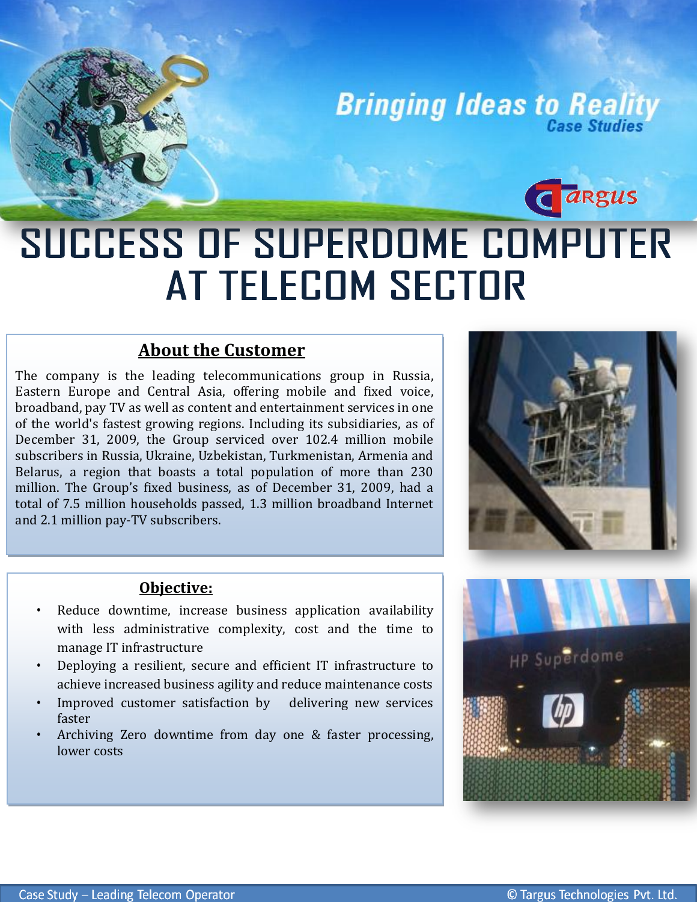Bringing Ideas to Reality
Case Studies

# SUCCESS OF SUPERDOME COMPUTER AT TELECOM SECTOR

## About the Customer

The company is the leading telecommunications group in Russia, Eastern Europe and Central Asia, offering mobile and fixed voice, broadband, pay TV as well as content and entertainment services in one of the world's fastest growing regions. Including its subsidiaries, as of December 31, 2009, the Group serviced over 102.4 million mobile subscribers in Russia, Ukraine, Uzbekistan, Turkmenistan, Armenia and Belarus, a region that boasts a total population of more than 230 million. The Group's fixed business, as of December 31, 2009, had a total of 7.5 million households passed, 1.3 million broadband Internet and 2.1 million pay-TV subscribers.

## Objective:

- Reduce downtime, increase business application availability with less administrative complexity, cost and the time to manage IT infrastructure
- Deploying a resilient, secure and efficient IT infrastructure to achieve increased business agility and reduce maintenance costs
- Improved customer satisfaction by delivering new services faster
- Archiving Zero downtime from day one & faster processing, lower costs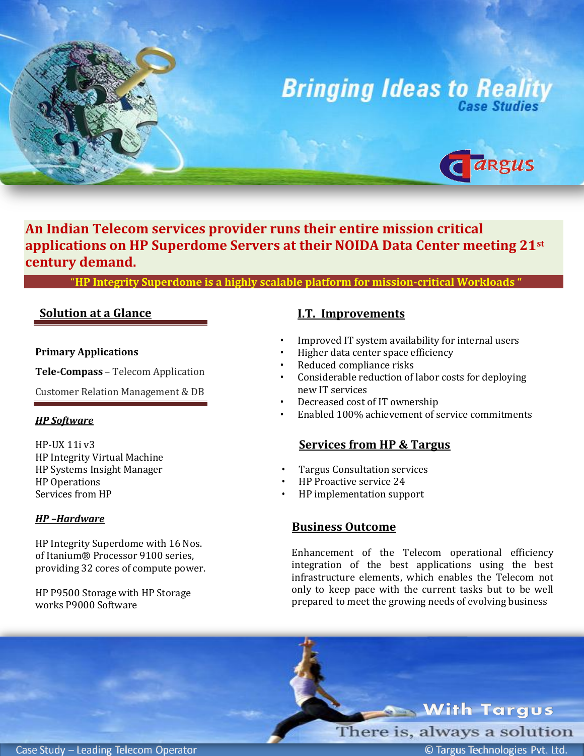Bringing Ideas to Reality
Case Studies

## An Indian Telecom services provider runs their entire mission critical applications on HP Superdome Servers at their NOIDA Data Center meeting 21st century demand.

**"HP Integrity Superdome is a highly scalable platform for mission-critical Workloads "**

### Solution at a Glance

**Primary Applications**

**Tele-Compass** – Telecom Application

Customer Relation Management & DB

***HP Software***

HP-UX 11i v3
HP Integrity Virtual Machine
HP Systems Insight Manager
HP Operations
Services from HP

***HP –Hardware***

HP Integrity Superdome with 16 Nos. of Itanium® Processor 9100 series, providing 32 cores of compute power.

HP P9500 Storage with HP Storage works P9000 Software

### I.T. Improvements

- Improved IT system availability for internal users
- Higher data center space efficiency
- Reduced compliance risks
- Considerable reduction of labor costs for deploying new IT services
- Decreased cost of IT ownership
- Enabled 100% achievement of service commitments

### Services from HP & Targus

- Targus Consultation services
- HP Proactive service 24
- HP implementation support

### Business Outcome

Enhancement of the Telecom operational efficiency integration of the best applications using the best infrastructure elements, which enables the Telecom not only to keep pace with the current tasks but to be well prepared to meet the growing needs of evolving business

With Targus
There is, always a solution